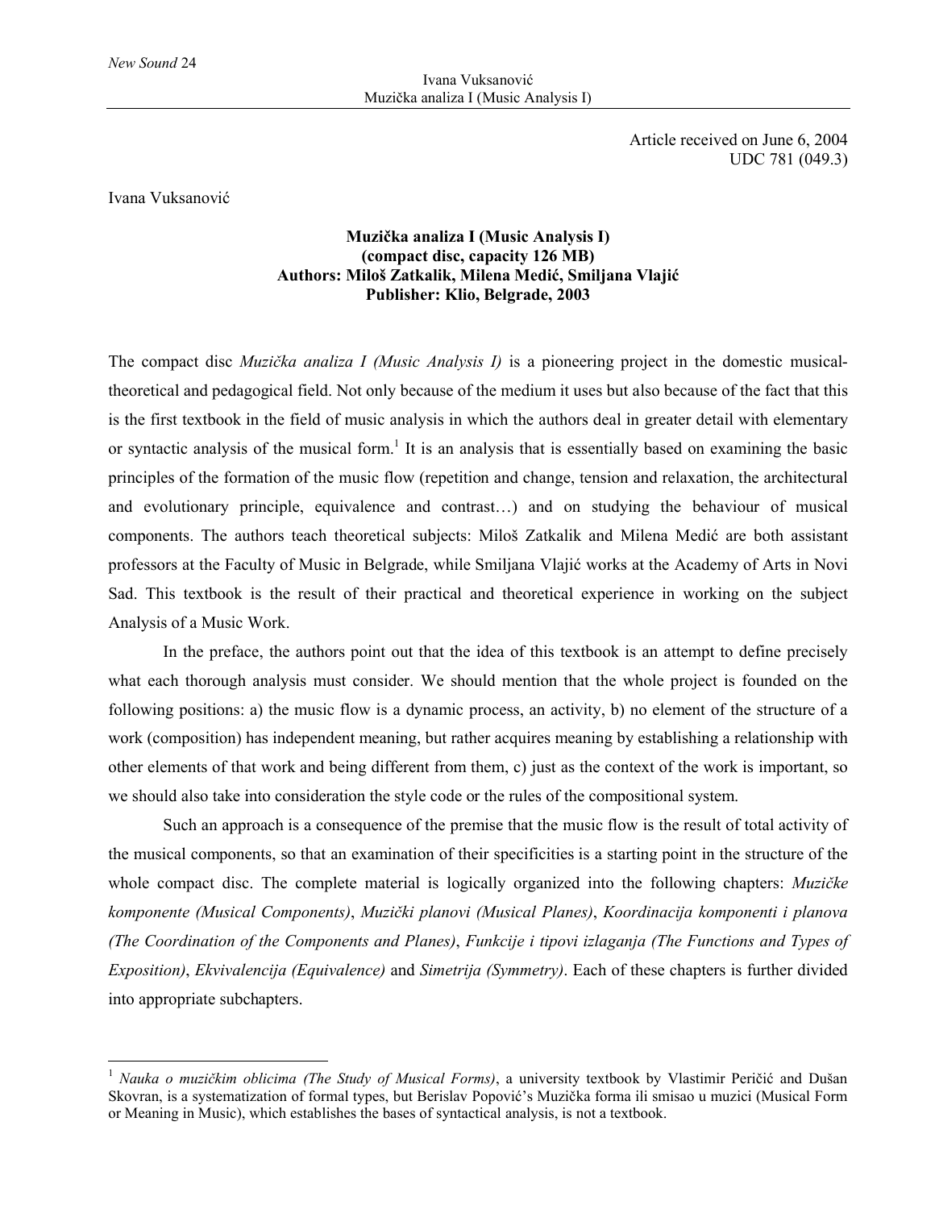Article received on June 6, 2004
UDC 781 (049.3)

Ivana Vuksanović

**Muzička analiza I (Music Analysis I)**
**(compact disc, capacity 126 MB)**
**Authors: Miloš Zatkalik, Milena Medić, Smiljana Vlajić**
**Publisher: Klio, Belgrade, 2003**

The compact disc *Muzička analiza I (Music Analysis I)* is a pioneering project in the domestic musical-theoretical and pedagogical field. Not only because of the medium it uses but also because of the fact that this is the first textbook in the field of music analysis in which the authors deal in greater detail with elementary or syntactic analysis of the musical form.[1] It is an analysis that is essentially based on examining the basic principles of the formation of the music flow (repetition and change, tension and relaxation, the architectural and evolutionary principle, equivalence and contrast…) and on studying the behaviour of musical components. The authors teach theoretical subjects: Miloš Zatkalik and Milena Medić are both assistant professors at the Faculty of Music in Belgrade, while Smiljana Vlajić works at the Academy of Arts in Novi Sad. This textbook is the result of their practical and theoretical experience in working on the subject Analysis of a Music Work.

In the preface, the authors point out that the idea of this textbook is an attempt to define precisely what each thorough analysis must consider. We should mention that the whole project is founded on the following positions: a) the music flow is a dynamic process, an activity, b) no element of the structure of a work (composition) has independent meaning, but rather acquires meaning by establishing a relationship with other elements of that work and being different from them, c) just as the context of the work is important, so we should also take into consideration the style code or the rules of the compositional system.

Such an approach is a consequence of the premise that the music flow is the result of total activity of the musical components, so that an examination of their specificities is a starting point in the structure of the whole compact disc. The complete material is logically organized into the following chapters: *Muzičke komponente (Musical Components)*, *Muzički planovi (Musical Planes)*, *Koordinacija komponenti i planova (The Coordination of the Components and Planes)*, *Funkcije i tipovi izlaganja (The Functions and Types of Exposition)*, *Ekvivalencija (Equivalence)* and *Simetrija (Symmetry)*. Each of these chapters is further divided into appropriate subchapters.

---

[1] *Nauka o muzičkim oblicima (The Study of Musical Forms)*, a university textbook by Vlastimir Peričić and Dušan Skovran, is a systematization of formal types, but Berislav Popović's Muzička forma ili smisao u muzici (Musical Form or Meaning in Music), which establishes the bases of syntactical analysis, is not a textbook.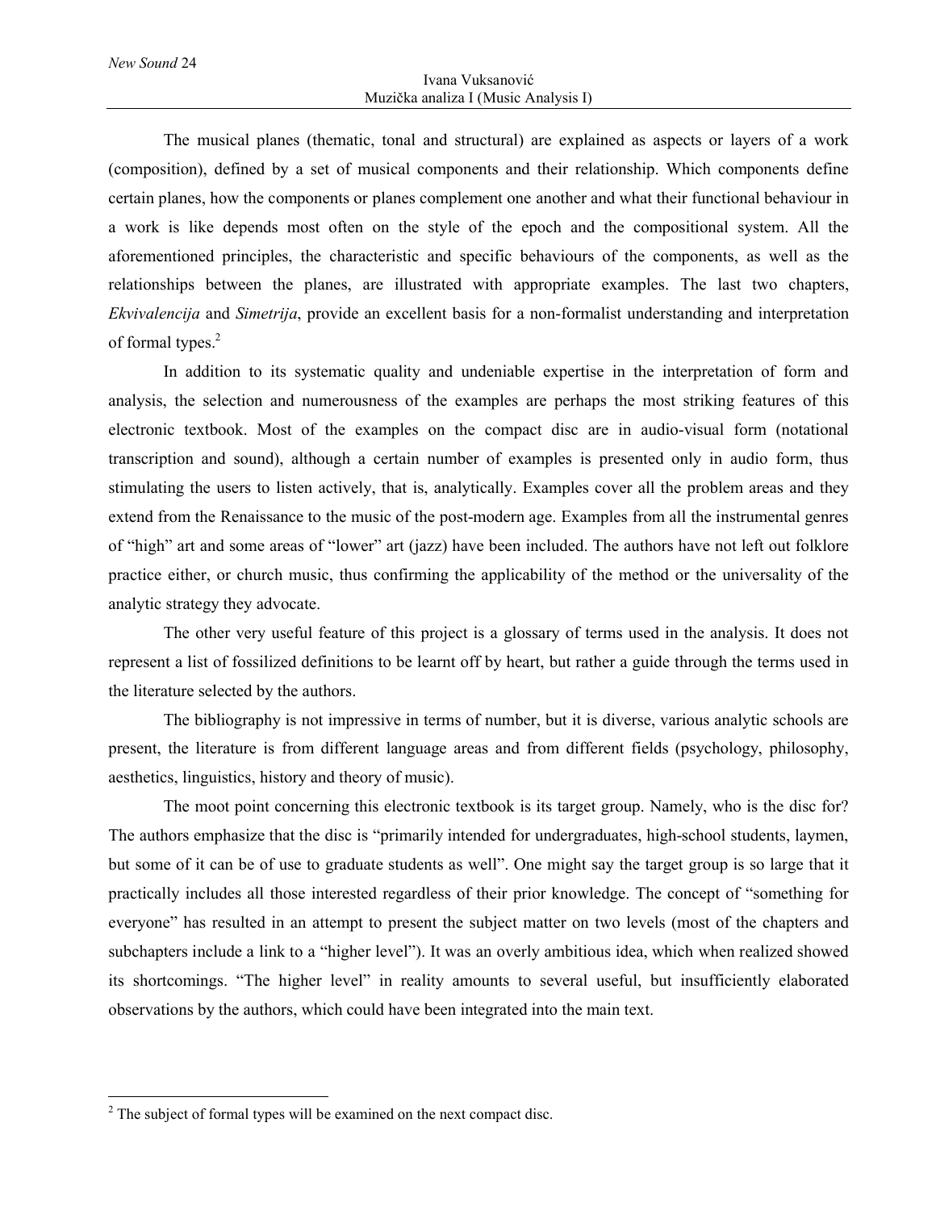The musical planes (thematic, tonal and structural) are explained as aspects or layers of a work (composition), defined by a set of musical components and their relationship. Which components define certain planes, how the components or planes complement one another and what their functional behaviour in a work is like depends most often on the style of the epoch and the compositional system. All the aforementioned principles, the characteristic and specific behaviours of the components, as well as the relationships between the planes, are illustrated with appropriate examples. The last two chapters, *Ekvivalencija* and *Simetrija*, provide an excellent basis for a non-formalist understanding and interpretation of formal types.[2]

In addition to its systematic quality and undeniable expertise in the interpretation of form and analysis, the selection and numerousness of the examples are perhaps the most striking features of this electronic textbook. Most of the examples on the compact disc are in audio-visual form (notational transcription and sound), although a certain number of examples is presented only in audio form, thus stimulating the users to listen actively, that is, analytically. Examples cover all the problem areas and they extend from the Renaissance to the music of the post-modern age. Examples from all the instrumental genres of "high" art and some areas of "lower" art (jazz) have been included. The authors have not left out folklore practice either, or church music, thus confirming the applicability of the method or the universality of the analytic strategy they advocate.

The other very useful feature of this project is a glossary of terms used in the analysis. It does not represent a list of fossilized definitions to be learnt off by heart, but rather a guide through the terms used in the literature selected by the authors.

The bibliography is not impressive in terms of number, but it is diverse, various analytic schools are present, the literature is from different language areas and from different fields (psychology, philosophy, aesthetics, linguistics, history and theory of music).

The moot point concerning this electronic textbook is its target group. Namely, who is the disc for? The authors emphasize that the disc is "primarily intended for undergraduates, high-school students, laymen, but some of it can be of use to graduate students as well". One might say the target group is so large that it practically includes all those interested regardless of their prior knowledge. The concept of "something for everyone" has resulted in an attempt to present the subject matter on two levels (most of the chapters and subchapters include a link to a "higher level"). It was an overly ambitious idea, which when realized showed its shortcomings. "The higher level" in reality amounts to several useful, but insufficiently elaborated observations by the authors, which could have been integrated into the main text.

---

[2] The subject of formal types will be examined on the next compact disc.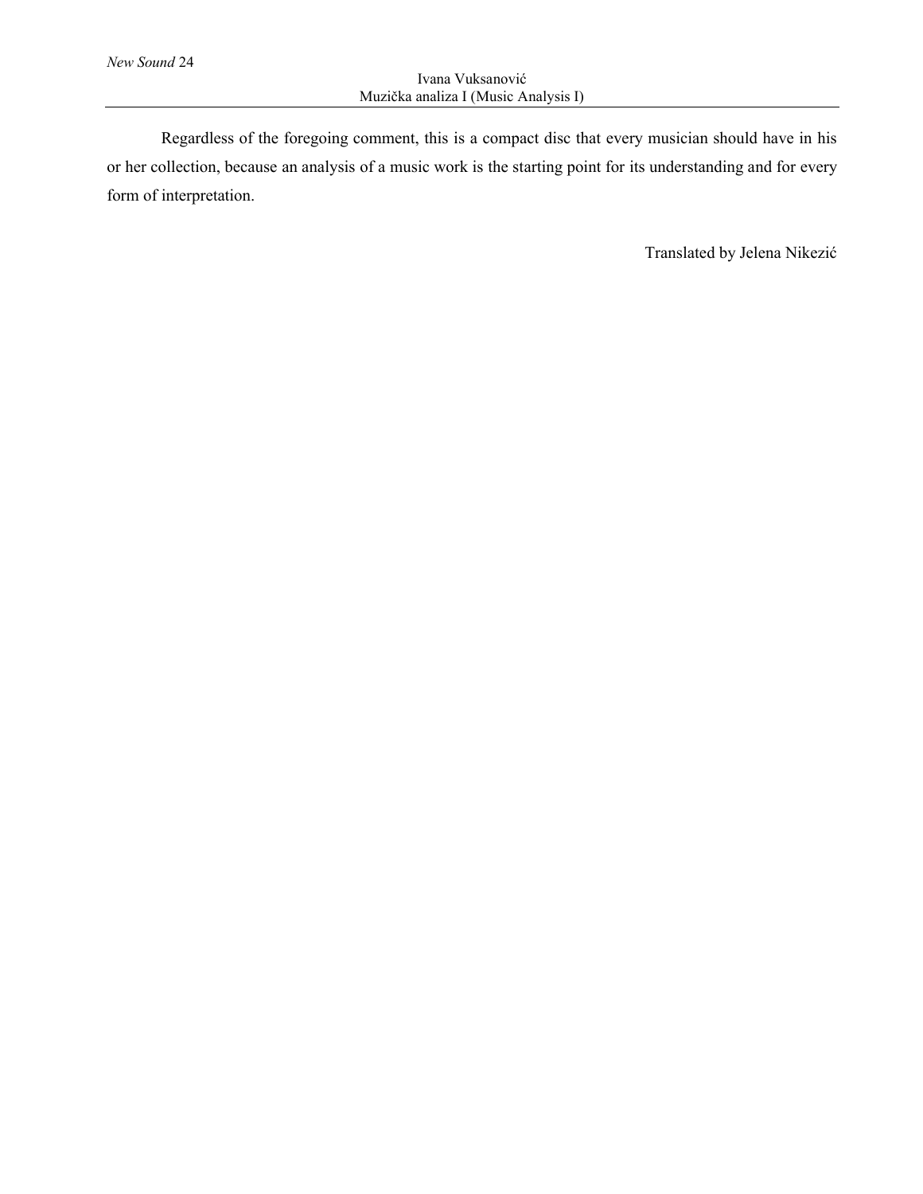Regardless of the foregoing comment, this is a compact disc that every musician should have in his or her collection, because an analysis of a music work is the starting point for its understanding and for every form of interpretation.

Translated by Jelena Nikezić